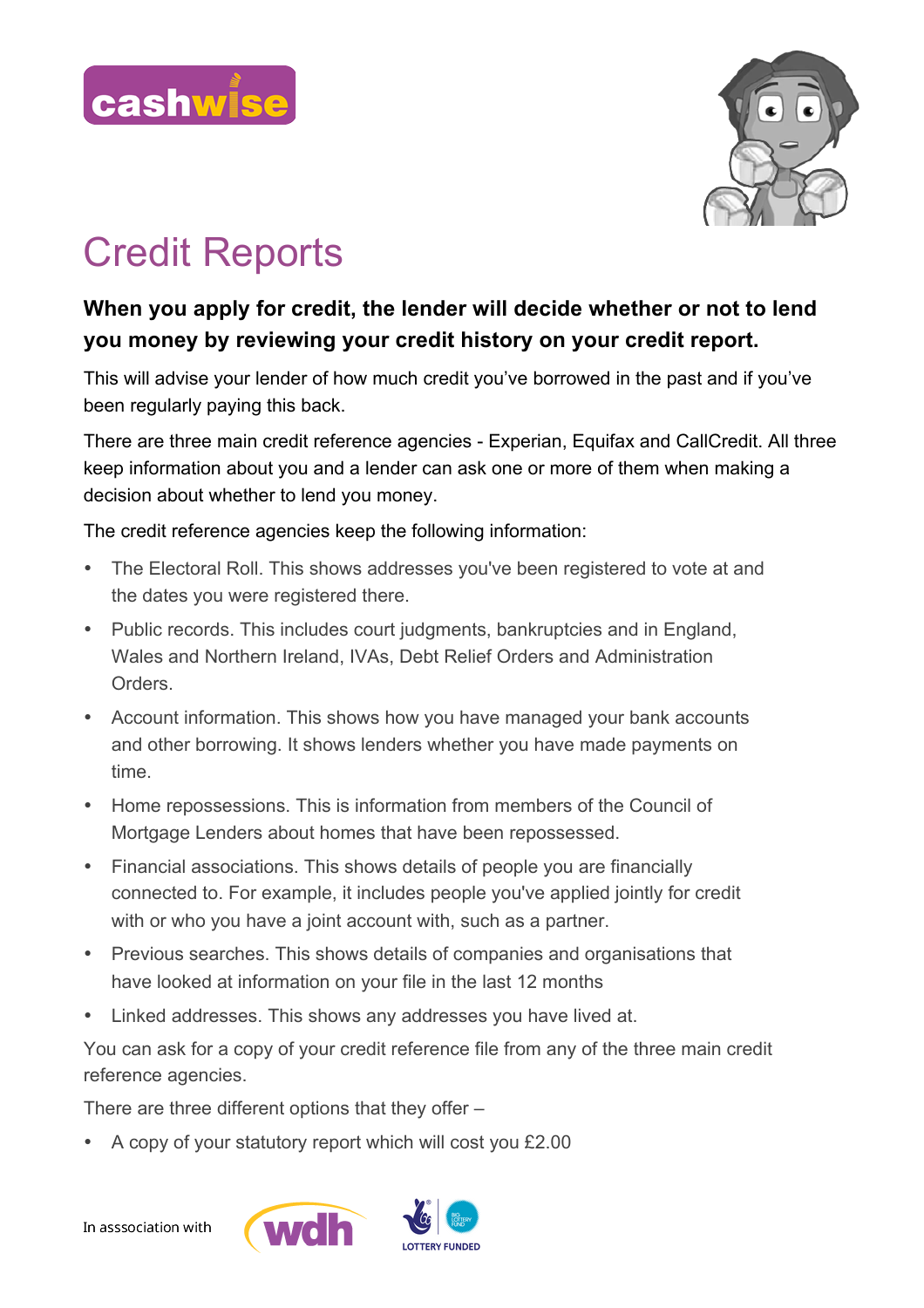# Credit Reports

**When you apply for credit, the lender will decide whether or not to lend you money by reviewing your credit history on your credit report.**

This will advise your lender of how much credit you've borrowed in the past and if you've been regularly paying this back.

There are three main credit reference agencies - Experian, Equifax and CallCredit. All three keep information about you and a lender can ask one or more of them when making a decision about whether to lend you money.

The credit reference agencies keep the following information:

- The Electoral Roll. This shows addresses you've been registered to vote at and the dates you were registered there.
- Public records. This includes court judgments, bankruptcies and in England, Wales and Northern Ireland, IVAs, Debt Relief Orders and Administration Orders.
- Account information. This shows how you have managed your bank accounts and other borrowing. It shows lenders whether you have made payments on time.
- Home repossessions. This is information from members of the Council of Mortgage Lenders about homes that have been repossessed.
- Financial associations. This shows details of people you are financially connected to. For example, it includes people you've applied jointly for credit with or who you have a joint account with, such as a partner.
- Previous searches. This shows details of companies and organisations that have looked at information on your file in the last 12 months
- Linked addresses. This shows any addresses you have lived at.

You can ask for a copy of your credit reference file from any of the three main credit reference agencies.

There are three different options that they offer –

- A copy of your statutory report which will cost you £2.00

In asssociation with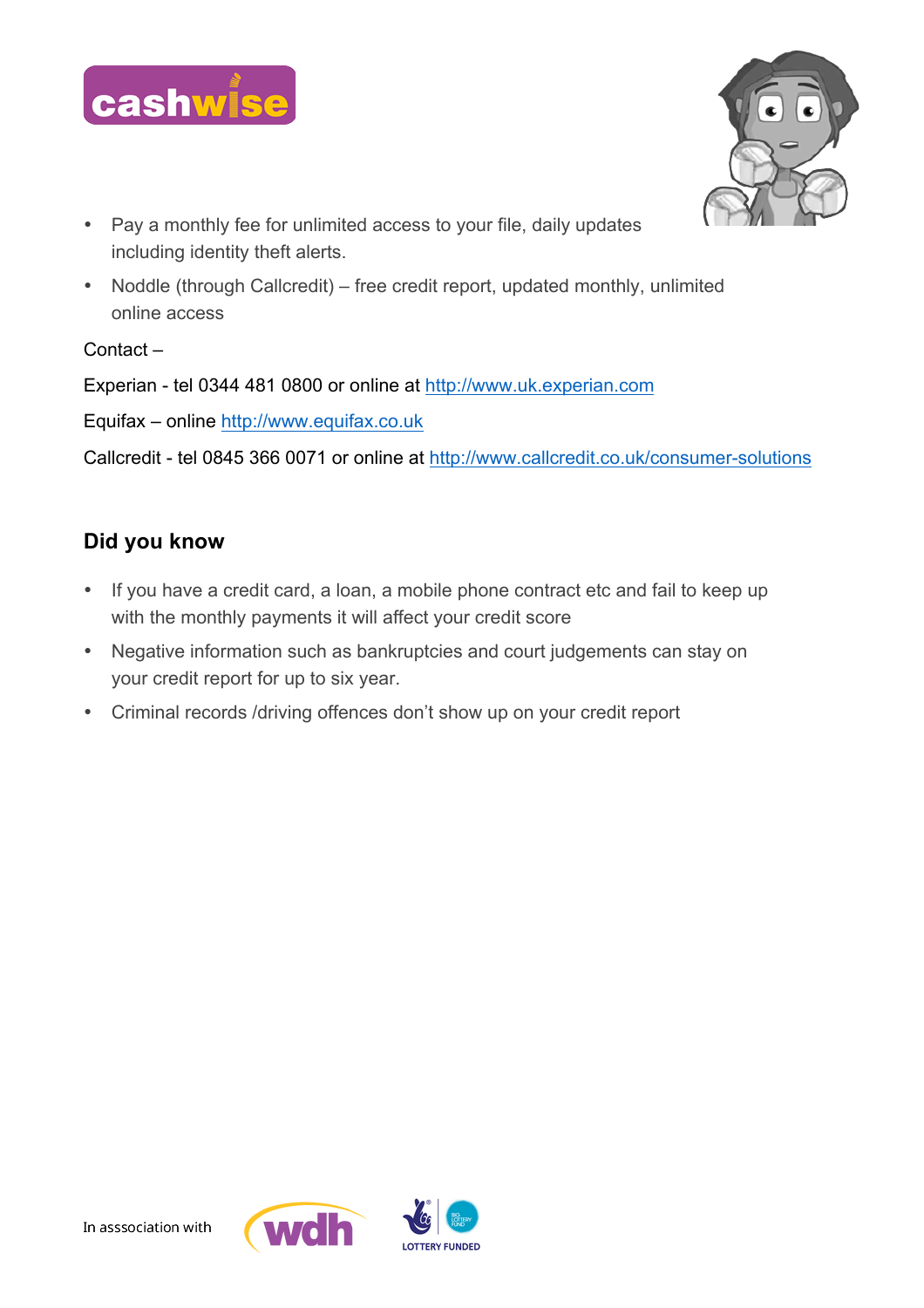- Pay a monthly fee for unlimited access to your file, daily updates including identity theft alerts.
- Noddle (through Callcredit) – free credit report, updated monthly, unlimited online access

Contact –

Experian - tel 0344 481 0800 or online at http://www.uk.experian.com

Equifax – online http://www.equifax.co.uk

Callcredit - tel 0845 366 0071 or online at http://www.callcredit.co.uk/consumer-solutions

## Did you know

- If you have a credit card, a loan, a mobile phone contract etc and fail to keep up with the monthly payments it will affect your credit score
- Negative information such as bankruptcies and court judgements can stay on your credit report for up to six year.
- Criminal records /driving offences don't show up on your credit report

In assosciation with